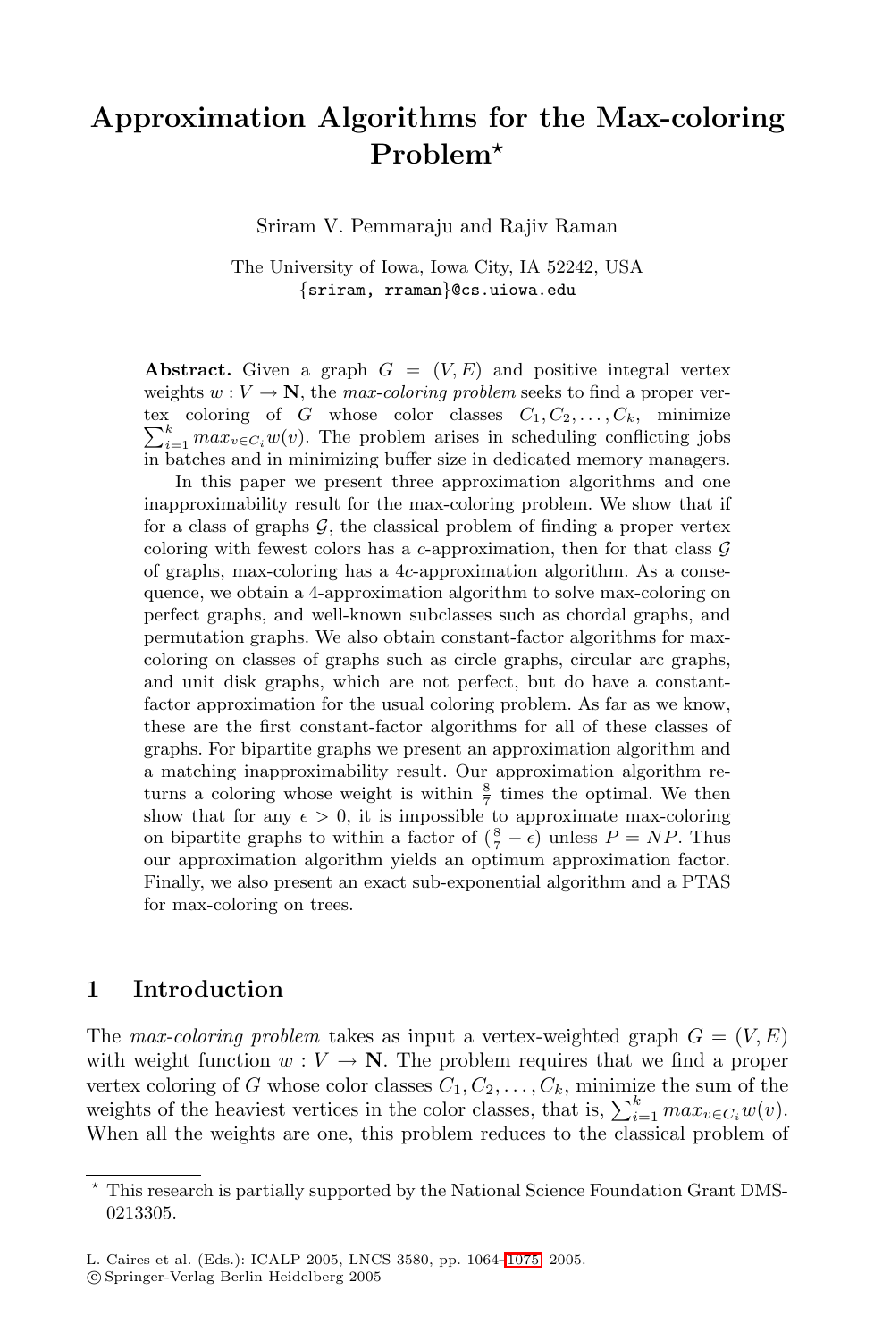# Approximation Algorithms for the Max-coloring Problem*

Sriram V. Pemmaraju and Rajiv Raman

The University of Iowa, Iowa City, IA 52242, USA
{sriram, rraman}@cs.uiowa.edu

**Abstract.** Given a graph $G = (V, E)$ and positive integral vertex weights $w : V \rightarrow \mathbf{N}$, the *max-coloring problem* seeks to find a proper vertex coloring of $G$ whose color classes $C_1, C_2, \ldots, C_k$, minimize $\sum_{i=1}^{k} max_{v \in C_i} w(v)$. The problem arises in scheduling conflicting jobs in batches and in minimizing buffer size in dedicated memory managers.

In this paper we present three approximation algorithms and one inapproximability result for the max-coloring problem. We show that if for a class of graphs $\mathcal{G}$, the classical problem of finding a proper vertex coloring with fewest colors has a $c$-approximation, then for that class $\mathcal{G}$ of graphs, max-coloring has a $4c$-approximation algorithm. As a consequence, we obtain a 4-approximation algorithm to solve max-coloring on perfect graphs, and well-known subclasses such as chordal graphs, and permutation graphs. We also obtain constant-factor algorithms for max-coloring on classes of graphs such as circle graphs, circular arc graphs, and unit disk graphs, which are not perfect, but do have a constant-factor approximation for the usual coloring problem. As far as we know, these are the first constant-factor algorithms for all of these classes of graphs. For bipartite graphs we present an approximation algorithm and a matching inapproximability result. Our approximation algorithm returns a coloring whose weight is within $\frac{8}{7}$ times the optimal. We then show that for any $\epsilon > 0$, it is impossible to approximate max-coloring on bipartite graphs to within a factor of $(\frac{8}{7} - \epsilon)$ unless $P = NP$. Thus our approximation algorithm yields an optimum approximation factor. Finally, we also present an exact sub-exponential algorithm and a PTAS for max-coloring on trees.

## 1 Introduction

The *max-coloring problem* takes as input a vertex-weighted graph $G = (V, E)$ with weight function $w : V \rightarrow \mathbf{N}$. The problem requires that we find a proper vertex coloring of $G$ whose color classes $C_1, C_2, \ldots, C_k$, minimize the sum of the weights of the heaviest vertices in the color classes, that is, $\sum_{i=1}^{k} max_{v \in C_i} w(v)$. When all the weights are one, this problem reduces to the classical problem of

* This research is partially supported by the National Science Foundation Grant DMS-0213305.

L. Caires et al. (Eds.): ICALP 2005, LNCS 3580, pp. 1064–1075, 2005.
© Springer-Verlag Berlin Heidelberg 2005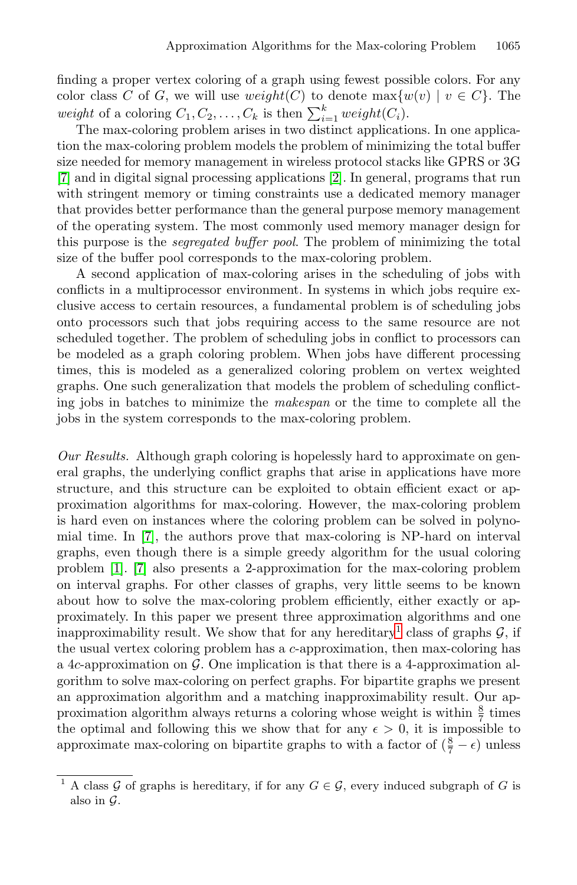finding a proper vertex coloring of a graph using fewest possible colors. For any color class $C$ of $G$, we will use $weight(C)$ to denote $\max\{w(v) \mid v \in C\}$. The *weight* of a coloring $C_1, C_2, \ldots, C_k$ is then $\sum_{i=1}^{k} weight(C_i)$.

The max-coloring problem arises in two distinct applications. In one application the max-coloring problem models the problem of minimizing the total buffer size needed for memory management in wireless protocol stacks like GPRS or 3G [7] and in digital signal processing applications [2]. In general, programs that run with stringent memory or timing constraints use a dedicated memory manager that provides better performance than the general purpose memory management of the operating system. The most commonly used memory manager design for this purpose is the *segregated buffer pool*. The problem of minimizing the total size of the buffer pool corresponds to the max-coloring problem.

A second application of max-coloring arises in the scheduling of jobs with conflicts in a multiprocessor environment. In systems in which jobs require exclusive access to certain resources, a fundamental problem is of scheduling jobs onto processors such that jobs requiring access to the same resource are not scheduled together. The problem of scheduling jobs in conflict to processors can be modeled as a graph coloring problem. When jobs have different processing times, this is modeled as a generalized coloring problem on vertex weighted graphs. One such generalization that models the problem of scheduling conflicting jobs in batches to minimize the *makespan* or the time to complete all the jobs in the system corresponds to the max-coloring problem.

*Our Results.* Although graph coloring is hopelessly hard to approximate on general graphs, the underlying conflict graphs that arise in applications have more structure, and this structure can be exploited to obtain efficient exact or approximation algorithms for max-coloring. However, the max-coloring problem is hard even on instances where the coloring problem can be solved in polynomial time. In [7], the authors prove that max-coloring is NP-hard on interval graphs, even though there is a simple greedy algorithm for the usual coloring problem [1]. [7] also presents a 2-approximation for the max-coloring problem on interval graphs. For other classes of graphs, very little seems to be known about how to solve the max-coloring problem efficiently, either exactly or approximately. In this paper we present three approximation algorithms and one inapproximability result. We show that for any hereditary[1] class of graphs $\mathcal{G}$, if the usual vertex coloring problem has a $c$-approximation, then max-coloring has a $4c$-approximation on $\mathcal{G}$. One implication is that there is a 4-approximation algorithm to solve max-coloring on perfect graphs. For bipartite graphs we present an approximation algorithm and a matching inapproximability result. Our approximation algorithm always returns a coloring whose weight is within $\frac{8}{7}$ times the optimal and following this we show that for any $\epsilon > 0$, it is impossible to approximate max-coloring on bipartite graphs to with a factor of $(\frac{8}{7} - \epsilon)$ unless

[1] A class $\mathcal{G}$ of graphs is hereditary, if for any $G \in \mathcal{G}$, every induced subgraph of $G$ is also in $\mathcal{G}$.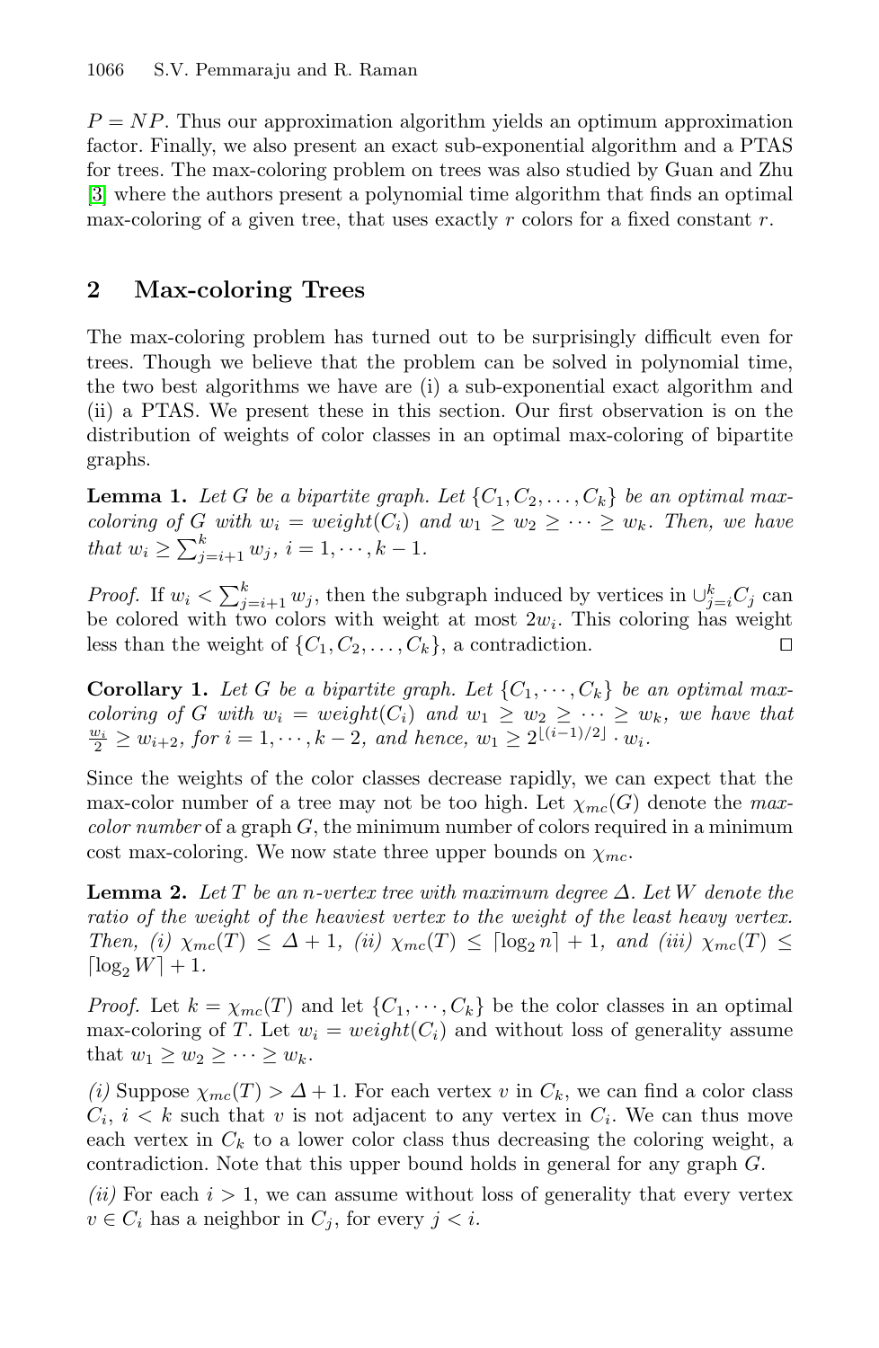$P = NP$. Thus our approximation algorithm yields an optimum approximation factor. Finally, we also present an exact sub-exponential algorithm and a PTAS for trees. The max-coloring problem on trees was also studied by Guan and Zhu [3] where the authors present a polynomial time algorithm that finds an optimal max-coloring of a given tree, that uses exactly $r$ colors for a fixed constant $r$.

## 2 Max-coloring Trees

The max-coloring problem has turned out to be surprisingly difficult even for trees. Though we believe that the problem can be solved in polynomial time, the two best algorithms we have are (i) a sub-exponential exact algorithm and (ii) a PTAS. We present these in this section. Our first observation is on the distribution of weights of color classes in an optimal max-coloring of bipartite graphs.

**Lemma 1.** *Let $G$ be a bipartite graph. Let $\{C_1, C_2, \dots, C_k\}$ be an optimal max-coloring of $G$ with $w_i = weight(C_i)$ and $w_1 \geq w_2 \geq \cdots \geq w_k$. Then, we have that $w_i \geq \sum_{j=i+1}^{k} w_j$, $i = 1, \cdots, k-1$.*

*Proof.* If $w_i < \sum_{j=i+1}^{k} w_j$, then the subgraph induced by vertices in $\cup_{j=i}^{k} C_j$ can be colored with two colors with weight at most $2w_i$. This coloring has weight less than the weight of $\{C_1, C_2, \dots, C_k\}$, a contradiction. □

**Corollary 1.** *Let $G$ be a bipartite graph. Let $\{C_1, \cdots, C_k\}$ be an optimal max-coloring of $G$ with $w_i = weight(C_i)$ and $w_1 \geq w_2 \geq \cdots \geq w_k$, we have that $\frac{w_i}{2} \geq w_{i+2}$, for $i = 1, \cdots, k-2$, and hence, $w_1 \geq 2^{\lfloor (i-1)/2 \rfloor} \cdot w_i$.*

Since the weights of the color classes decrease rapidly, we can expect that the max-color number of a tree may not be too high. Let $\chi_{mc}(G)$ denote the *max-color number* of a graph $G$, the minimum number of colors required in a minimum cost max-coloring. We now state three upper bounds on $\chi_{mc}$.

**Lemma 2.** *Let $T$ be an $n$-vertex tree with maximum degree $\Delta$. Let $W$ denote the ratio of the weight of the heaviest vertex to the weight of the least heavy vertex. Then, (i) $\chi_{mc}(T) \leq \Delta + 1$, (ii) $\chi_{mc}(T) \leq \lceil \log_2 n \rceil + 1$, and (iii) $\chi_{mc}(T) \leq \lceil \log_2 W \rceil + 1$.*

*Proof.* Let $k = \chi_{mc}(T)$ and let $\{C_1, \cdots, C_k\}$ be the color classes in an optimal max-coloring of $T$. Let $w_i = weight(C_i)$ and without loss of generality assume that $w_1 \geq w_2 \geq \cdots \geq w_k$.

*(i)* Suppose $\chi_{mc}(T) > \Delta + 1$. For each vertex $v$ in $C_k$, we can find a color class $C_i$, $i < k$ such that $v$ is not adjacent to any vertex in $C_i$. We can thus move each vertex in $C_k$ to a lower color class thus decreasing the coloring weight, a contradiction. Note that this upper bound holds in general for any graph $G$.

*(ii)* For each $i > 1$, we can assume without loss of generality that every vertex $v \in C_i$ has a neighbor in $C_j$, for every $j < i$.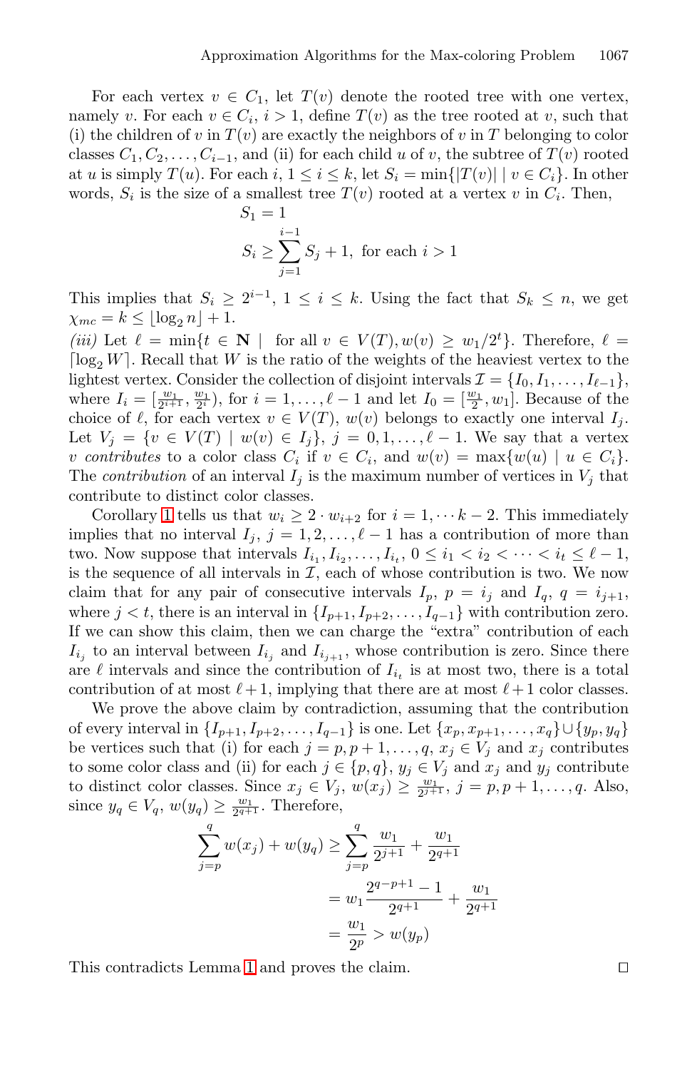For each vertex $v \in C_1$, let $T(v)$ denote the rooted tree with one vertex, namely $v$. For each $v \in C_i$, $i > 1$, define $T(v)$ as the tree rooted at $v$, such that (i) the children of $v$ in $T(v)$ are exactly the neighbors of $v$ in $T$ belonging to color classes $C_1, C_2, \ldots, C_{i-1}$, and (ii) for each child $u$ of $v$, the subtree of $T(v)$ rooted at $u$ is simply $T(u)$. For each $i$, $1 \leq i \leq k$, let $S_i = \min\{|T(v)| \mid v \in C_i\}$. In other words, $S_i$ is the size of a smallest tree $T(v)$ rooted at a vertex $v$ in $C_i$. Then,

$$S_1 = 1$$

$$S_i \geq \sum_{j=1}^{i-1} S_j + 1, \text{ for each } i > 1$$

This implies that $S_i \geq 2^{i-1}$, $1 \leq i \leq k$. Using the fact that $S_k \leq n$, we get $\chi_{mc} = k \leq \lfloor \log_2 n \rfloor + 1$.

*(iii)* Let $\ell = \min\{t \in \mathbf{N} \mid \text{ for all } v \in V(T), w(v) \geq w_1/2^t\}$. Therefore, $\ell = \lceil \log_2 W \rceil$. Recall that $W$ is the ratio of the weights of the heaviest vertex to the lightest vertex. Consider the collection of disjoint intervals $\mathcal{I} = \{I_0, I_1, \ldots, I_{\ell-1}\}$, where $I_i = [\frac{w_1}{2^{i+1}}, \frac{w_1}{2^i})$, for $i = 1, \ldots, \ell - 1$ and let $I_0 = [\frac{w_1}{2}, w_1]$. Because of the choice of $\ell$, for each vertex $v \in V(T)$, $w(v)$ belongs to exactly one interval $I_j$. Let $V_j = \{v \in V(T) \mid w(v) \in I_j\}$, $j = 0, 1, \ldots, \ell - 1$. We say that a vertex $v$ *contributes* to a color class $C_i$ if $v \in C_i$, and $w(v) = \max\{w(u) \mid u \in C_i\}$. The *contribution* of an interval $I_j$ is the maximum number of vertices in $V_j$ that contribute to distinct color classes.

Corollary 1 tells us that $w_i \geq 2 \cdot w_{i+2}$ for $i = 1, \cdots k - 2$. This immediately implies that no interval $I_j$, $j = 1, 2, \ldots, \ell - 1$ has a contribution of more than two. Now suppose that intervals $I_{i_1}, I_{i_2}, \ldots, I_{i_t}$, $0 \leq i_1 < i_2 < \cdots < i_t \leq \ell - 1$, is the sequence of all intervals in $\mathcal{I}$, each of whose contribution is two. We now claim that for any pair of consecutive intervals $I_p$, $p = i_j$ and $I_q$, $q = i_{j+1}$, where $j < t$, there is an interval in $\{I_{p+1}, I_{p+2}, \ldots, I_{q-1}\}$ with contribution zero. If we can show this claim, then we can charge the "extra" contribution of each $I_{i_j}$ to an interval between $I_{i_j}$ and $I_{i_{j+1}}$, whose contribution is zero. Since there are $\ell$ intervals and since the contribution of $I_{i_t}$ is at most two, there is a total contribution of at most $\ell + 1$, implying that there are at most $\ell + 1$ color classes.

We prove the above claim by contradiction, assuming that the contribution of every interval in $\{I_{p+1}, I_{p+2}, \ldots, I_{q-1}\}$ is one. Let $\{x_p, x_{p+1}, \ldots, x_q\} \cup \{y_p, y_q\}$ be vertices such that (i) for each $j = p, p+1, \ldots, q$, $x_j \in V_j$ and $x_j$ contributes to some color class and (ii) for each $j \in \{p, q\}$, $y_j \in V_j$ and $x_j$ and $y_j$ contribute to distinct color classes. Since $x_j \in V_j$, $w(x_j) \geq \frac{w_1}{2^{j+1}}$, $j = p, p+1, \ldots, q$. Also, since $y_q \in V_q$, $w(y_q) \geq \frac{w_1}{2^{q+1}}$. Therefore,

$$\begin{aligned}
\sum_{j=p}^{q} w(x_j) + w(y_q) &\geq \sum_{j=p}^{q} \frac{w_1}{2^{j+1}} + \frac{w_1}{2^{q+1}} \\
&= w_1 \frac{2^{q-p+1} - 1}{2^{q+1}} + \frac{w_1}{2^{q+1}} \\
&= \frac{w_1}{2^p} > w(y_p)
\end{aligned}$$

This contradicts Lemma 1 and proves the claim. □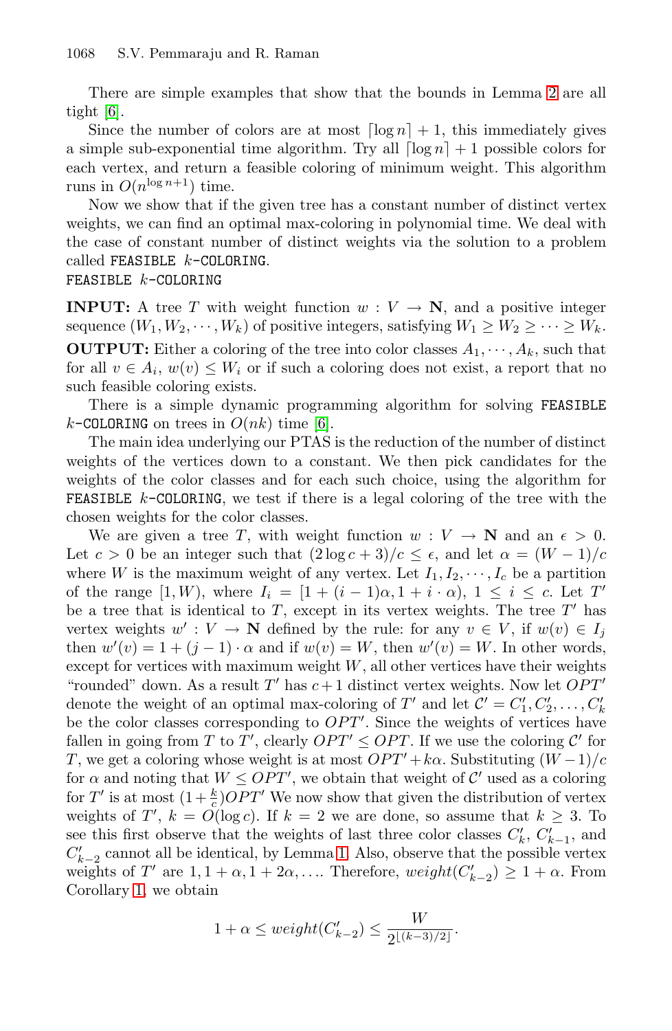There are simple examples that show that the bounds in Lemma 2 are all tight [6].

Since the number of colors are at most $\lceil \log n \rceil + 1$, this immediately gives a simple sub-exponential time algorithm. Try all $\lceil \log n \rceil + 1$ possible colors for each vertex, and return a feasible coloring of minimum weight. This algorithm runs in $O(n^{\log n + 1})$ time.

Now we show that if the given tree has a constant number of distinct vertex weights, we can find an optimal max-coloring in polynomial time. We deal with the case of constant number of distinct weights via the solution to a problem called `FEASIBLE` $k$-`COLORING`.

`FEASIBLE` $k$-`COLORING`

**INPUT:** A tree $T$ with weight function $w : V \rightarrow \mathbf{N}$, and a positive integer sequence $(W_1, W_2, \cdots, W_k)$ of positive integers, satisfying $W_1 \geq W_2 \geq \cdots \geq W_k$.

**OUTPUT:** Either a coloring of the tree into color classes $A_1, \cdots, A_k$, such that for all $v \in A_i$, $w(v) \leq W_i$ or if such a coloring does not exist, a report that no such feasible coloring exists.

There is a simple dynamic programming algorithm for solving `FEASIBLE` $k$-`COLORING` on trees in $O(nk)$ time [6].

The main idea underlying our PTAS is the reduction of the number of distinct weights of the vertices down to a constant. We then pick candidates for the weights of the color classes and for each such choice, using the algorithm for `FEASIBLE` $k$-`COLORING`, we test if there is a legal coloring of the tree with the chosen weights for the color classes.

We are given a tree $T$, with weight function $w : V \rightarrow \mathbf{N}$ and an $\epsilon > 0$. Let $c > 0$ be an integer such that $(2 \log c + 3)/c \leq \epsilon$, and let $\alpha = (W - 1)/c$ where $W$ is the maximum weight of any vertex. Let $I_1, I_2, \cdots, I_c$ be a partition of the range $[1, W)$, where $I_i = [1 + (i-1)\alpha, 1 + i \cdot \alpha)$, $1 \leq i \leq c$. Let $T'$ be a tree that is identical to $T$, except in its vertex weights. The tree $T'$ has vertex weights $w' : V \rightarrow \mathbf{N}$ defined by the rule: for any $v \in V$, if $w(v) \in I_j$ then $w'(v) = 1 + (j-1) \cdot \alpha$ and if $w(v) = W$, then $w'(v) = W$. In other words, except for vertices with maximum weight $W$, all other vertices have their weights "rounded" down. As a result $T'$ has $c+1$ distinct vertex weights. Now let $OPT'$ denote the weight of an optimal max-coloring of $T'$ and let $\mathcal{C}' = C'_1, C'_2, \ldots, C'_k$ be the color classes corresponding to $OPT'$. Since the weights of vertices have fallen in going from $T$ to $T'$, clearly $OPT' \leq OPT$. If we use the coloring $\mathcal{C}'$ for $T$, we get a coloring whose weight is at most $OPT' + k\alpha$. Substituting $(W-1)/c$ for $\alpha$ and noting that $W \leq OPT'$, we obtain that weight of $\mathcal{C}'$ used as a coloring for $T'$ is at most $(1 + \frac{k}{c})OPT'$ We now show that given the distribution of vertex weights of $T'$, $k = O(\log c)$. If $k = 2$ we are done, so assume that $k \geq 3$. To see this first observe that the weights of last three color classes $C'_k$, $C'_{k-1}$, and $C'_{k-2}$ cannot all be identical, by Lemma 1. Also, observe that the possible vertex weights of $T'$ are $1, 1 + \alpha, 1 + 2\alpha, \ldots$. Therefore, $weight(C'_{k-2}) \geq 1 + \alpha$. From Corollary 1, we obtain

$$1 + \alpha \leq weight(C'_{k-2}) \leq \frac{W}{2^{\lfloor (k-3)/2 \rfloor}}.$$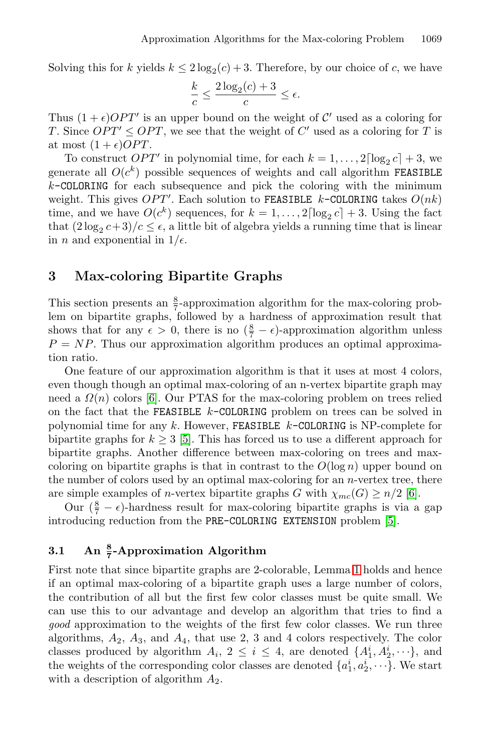Solving this for $k$ yields $k \leq 2\log_2(c) + 3$. Therefore, by our choice of $c$, we have

$$\frac{k}{c} \leq \frac{2\log_2(c) + 3}{c} \leq \epsilon.$$

Thus $(1+\epsilon)OPT'$ is an upper bound on the weight of $\mathcal{C}'$ used as a coloring for $T$. Since $OPT' \leq OPT$, we see that the weight of $C'$ used as a coloring for $T$ is at most $(1+\epsilon)OPT$.

To construct $OPT'$ in polynomial time, for each $k = 1, \ldots, 2\lceil \log_2 c \rceil + 3$, we generate all $O(c^k)$ possible sequences of weights and call algorithm FEASIBLE $k$-COLORING for each subsequence and pick the coloring with the minimum weight. This gives $OPT'$. Each solution to FEASIBLE $k$-COLORING takes $O(nk)$ time, and we have $O(c^k)$ sequences, for $k = 1, \ldots, 2\lceil \log_2 c \rceil + 3$. Using the fact that $(2\log_2 c + 3)/c \leq \epsilon$, a little bit of algebra yields a running time that is linear in $n$ and exponential in $1/\epsilon$.

## 3 Max-coloring Bipartite Graphs

This section presents an $\frac{8}{7}$-approximation algorithm for the max-coloring problem on bipartite graphs, followed by a hardness of approximation result that shows that for any $\epsilon > 0$, there is no $(\frac{8}{7} - \epsilon)$-approximation algorithm unless $P = NP$. Thus our approximation algorithm produces an optimal approximation ratio.

One feature of our approximation algorithm is that it uses at most 4 colors, even though though an optimal max-coloring of an n-vertex bipartite graph may need a $\Omega(n)$ colors [6]. Our PTAS for the max-coloring problem on trees relied on the fact that the FEASIBLE $k$-COLORING problem on trees can be solved in polynomial time for any $k$. However, FEASIBLE $k$-COLORING is NP-complete for bipartite graphs for $k \geq 3$ [5]. This has forced us to use a different approach for bipartite graphs. Another difference between max-coloring on trees and max-coloring on bipartite graphs is that in contrast to the $O(\log n)$ upper bound on the number of colors used by an optimal max-coloring for an $n$-vertex tree, there are simple examples of $n$-vertex bipartite graphs $G$ with $\chi_{mc}(G) \geq n/2$ [6].

Our $(\frac{8}{7} - \epsilon)$-hardness result for max-coloring bipartite graphs is via a gap introducing reduction from the PRE-COLORING EXTENSION problem [5].

### 3.1 An $\frac{8}{7}$-Approximation Algorithm

First note that since bipartite graphs are 2-colorable, Lemma 1 holds and hence if an optimal max-coloring of a bipartite graph uses a large number of colors, the contribution of all but the first few color classes must be quite small. We can use this to our advantage and develop an algorithm that tries to find a *good* approximation to the weights of the first few color classes. We run three algorithms, $A_2$, $A_3$, and $A_4$, that use 2, 3 and 4 colors respectively. The color classes produced by algorithm $A_i$, $2 \leq i \leq 4$, are denoted $\{A_1^i, A_2^i, \cdots\}$, and the weights of the corresponding color classes are denoted $\{a_1^i, a_2^i, \cdots\}$. We start with a description of algorithm $A_2$.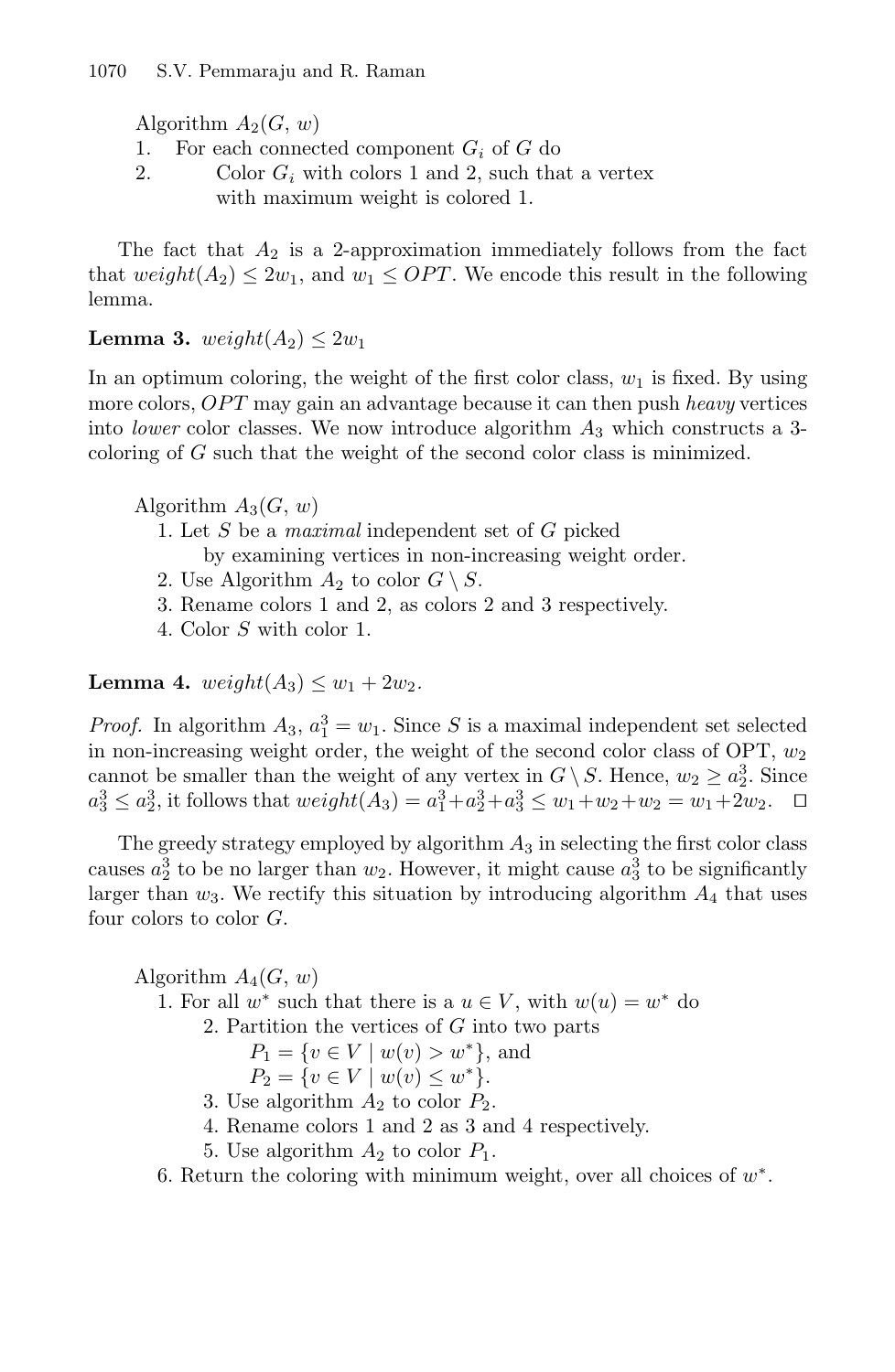Algorithm $A_2(G, w)$

1. For each connected component $G_i$ of $G$ do
2. Color $G_i$ with colors 1 and 2, such that a vertex with maximum weight is colored 1.

The fact that $A_2$ is a 2-approximation immediately follows from the fact that $weight(A_2) \leq 2w_1$, and $w_1 \leq OPT$. We encode this result in the following lemma.

**Lemma 3.** $weight(A_2) \leq 2w_1$

In an optimum coloring, the weight of the first color class, $w_1$ is fixed. By using more colors, $OPT$ may gain an advantage because it can then push *heavy* vertices into *lower* color classes. We now introduce algorithm $A_3$ which constructs a 3-coloring of $G$ such that the weight of the second color class is minimized.

Algorithm $A_3(G, w)$

1. Let $S$ be a *maximal* independent set of $G$ picked by examining vertices in non-increasing weight order.
2. Use Algorithm $A_2$ to color $G \setminus S$.
3. Rename colors 1 and 2, as colors 2 and 3 respectively.
4. Color $S$ with color 1.

**Lemma 4.** $weight(A_3) \leq w_1 + 2w_2$.

*Proof.* In algorithm $A_3$, $a_1^3 = w_1$. Since $S$ is a maximal independent set selected in non-increasing weight order, the weight of the second color class of OPT, $w_2$ cannot be smaller than the weight of any vertex in $G \setminus S$. Hence, $w_2 \geq a_2^3$. Since $a_3^3 \leq a_2^3$, it follows that $weight(A_3) = a_1^3 + a_2^3 + a_3^3 \leq w_1 + w_2 + w_2 = w_1 + 2w_2$. □

The greedy strategy employed by algorithm $A_3$ in selecting the first color class causes $a_2^3$ to be no larger than $w_2$. However, it might cause $a_3^3$ to be significantly larger than $w_3$. We rectify this situation by introducing algorithm $A_4$ that uses four colors to color $G$.

Algorithm $A_4(G, w)$

1. For all $w^*$ such that there is a $u \in V$, with $w(u) = w^*$ do
2. Partition the vertices of $G$ into two parts $P_1 = \{v \in V \mid w(v) > w^*\}$, and $P_2 = \{v \in V \mid w(v) \leq w^*\}$.
3. Use algorithm $A_2$ to color $P_2$.
4. Rename colors 1 and 2 as 3 and 4 respectively.
5. Use algorithm $A_2$ to color $P_1$.
6. Return the coloring with minimum weight, over all choices of $w^*$.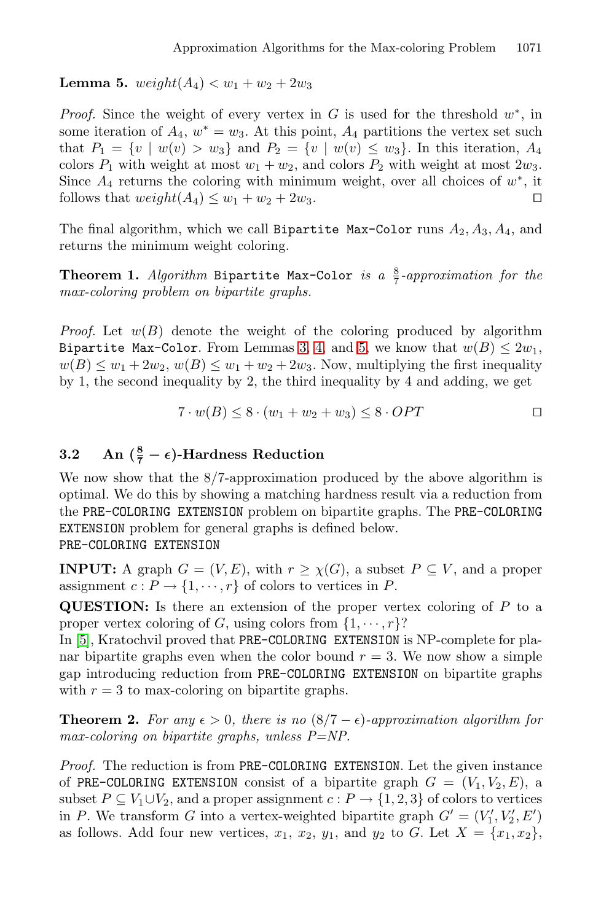**Lemma 5.** *$weight(A_4) < w_1 + w_2 + 2w_3$*

*Proof.* Since the weight of every vertex in $G$ is used for the threshold $w^*$, in some iteration of $A_4$, $w^* = w_3$. At this point, $A_4$ partitions the vertex set such that $P_1 = \{v \mid w(v) > w_3\}$ and $P_2 = \{v \mid w(v) \leq w_3\}$. In this iteration, $A_4$ colors $P_1$ with weight at most $w_1 + w_2$, and colors $P_2$ with weight at most $2w_3$. Since $A_4$ returns the coloring with minimum weight, over all choices of $w^*$, it follows that $weight(A_4) \leq w_1 + w_2 + 2w_3$. □

The final algorithm, which we call `Bipartite Max-Color` runs $A_2, A_3, A_4$, and returns the minimum weight coloring.

**Theorem 1.** *Algorithm* `Bipartite Max-Color` *is a $\frac{8}{7}$-approximation for the max-coloring problem on bipartite graphs.*

*Proof.* Let $w(B)$ denote the weight of the coloring produced by algorithm `Bipartite Max-Color`. From Lemmas 3, 4, and 5, we know that $w(B) \leq 2w_1$, $w(B) \leq w_1 + 2w_2$, $w(B) \leq w_1 + w_2 + 2w_3$. Now, multiplying the first inequality by 1, the second inequality by 2, the third inequality by 4 and adding, we get

$$7 \cdot w(B) \leq 8 \cdot (w_1 + w_2 + w_3) \leq 8 \cdot OPT$$

□

### 3.2 An $(\frac{8}{7} - \epsilon)$-Hardness Reduction

We now show that the 8/7-approximation produced by the above algorithm is optimal. We do this by showing a matching hardness result via a reduction from the `PRE-COLORING EXTENSION` problem on bipartite graphs. The `PRE-COLORING EXTENSION` problem for general graphs is defined below.

`PRE-COLORING EXTENSION`

**INPUT:** A graph $G = (V, E)$, with $r \geq \chi(G)$, a subset $P \subseteq V$, and a proper assignment $c : P \rightarrow \{1, \cdots, r\}$ of colors to vertices in $P$.

**QUESTION:** Is there an extension of the proper vertex coloring of $P$ to a proper vertex coloring of $G$, using colors from $\{1, \cdots, r\}$?

In [5], Kratochvil proved that `PRE-COLORING EXTENSION` is NP-complete for planar bipartite graphs even when the color bound $r = 3$. We now show a simple gap introducing reduction from `PRE-COLORING EXTENSION` on bipartite graphs with $r = 3$ to max-coloring on bipartite graphs.

**Theorem 2.** *For any $\epsilon > 0$, there is no $(8/7 - \epsilon)$-approximation algorithm for max-coloring on bipartite graphs, unless P=NP.*

*Proof.* The reduction is from `PRE-COLORING EXTENSION`. Let the given instance of `PRE-COLORING EXTENSION` consist of a bipartite graph $G = (V_1, V_2, E)$, a subset $P \subseteq V_1 \cup V_2$, and a proper assignment $c : P \rightarrow \{1, 2, 3\}$ of colors to vertices in $P$. We transform $G$ into a vertex-weighted bipartite graph $G' = (V_1', V_2', E')$ as follows. Add four new vertices, $x_1$, $x_2$, $y_1$, and $y_2$ to $G$. Let $X = \{x_1, x_2\}$,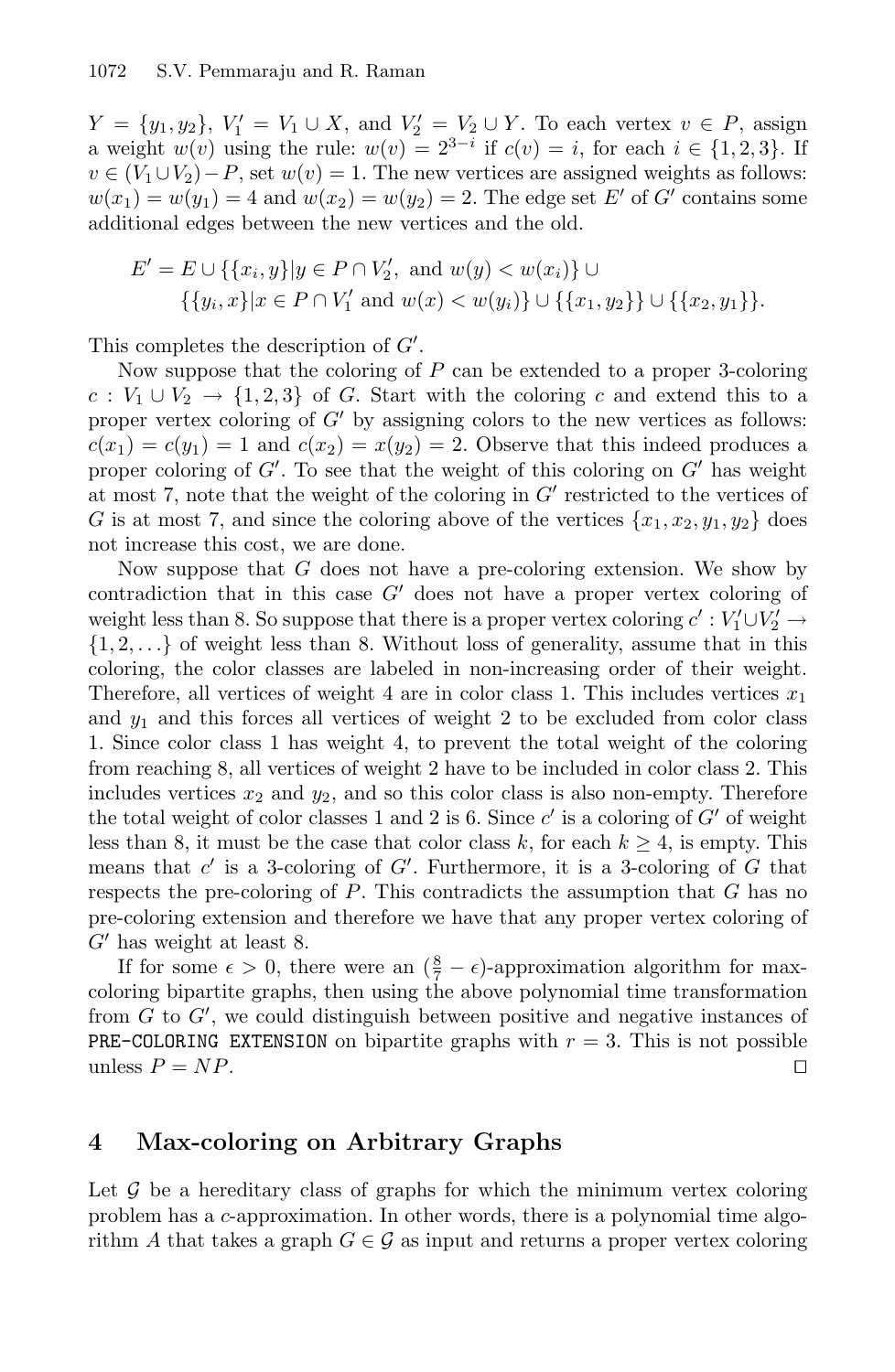$Y = \{y_1, y_2\}$, $V_1' = V_1 \cup X$, and $V_2' = V_2 \cup Y$. To each vertex $v \in P$, assign a weight $w(v)$ using the rule: $w(v) = 2^{3-i}$ if $c(v) = i$, for each $i \in \{1, 2, 3\}$. If $v \in (V_1 \cup V_2) - P$, set $w(v) = 1$. The new vertices are assigned weights as follows: $w(x_1) = w(y_1) = 4$ and $w(x_2) = w(y_2) = 2$. The edge set $E'$ of $G'$ contains some additional edges between the new vertices and the old.

$$
\begin{aligned}
E' = E \cup \{\{x_i, y\} | y \in P \cap V_2', \text{ and } w(y) < w(x_i)\} \cup \\
\{\{y_i, x\} | x \in P \cap V_1' \text{ and } w(x) < w(y_i)\} \cup \{\{x_1, y_2\}\} \cup \{\{x_2, y_1\}\}.
\end{aligned}
$$

This completes the description of $G'$.

Now suppose that the coloring of $P$ can be extended to a proper 3-coloring $c : V_1 \cup V_2 \to \{1, 2, 3\}$ of $G$. Start with the coloring $c$ and extend this to a proper vertex coloring of $G'$ by assigning colors to the new vertices as follows: $c(x_1) = c(y_1) = 1$ and $c(x_2) = x(y_2) = 2$. Observe that this indeed produces a proper coloring of $G'$. To see that the weight of this coloring on $G'$ has weight at most 7, note that the weight of the coloring in $G'$ restricted to the vertices of $G$ is at most 7, and since the coloring above of the vertices $\{x_1, x_2, y_1, y_2\}$ does not increase this cost, we are done.

Now suppose that $G$ does not have a pre-coloring extension. We show by contradiction that in this case $G'$ does not have a proper vertex coloring of weight less than 8. So suppose that there is a proper vertex coloring $c' : V_1' \cup V_2' \to \{1, 2, \ldots\}$ of weight less than 8. Without loss of generality, assume that in this coloring, the color classes are labeled in non-increasing order of their weight. Therefore, all vertices of weight 4 are in color class 1. This includes vertices $x_1$ and $y_1$ and this forces all vertices of weight 2 to be excluded from color class 1. Since color class 1 has weight 4, to prevent the total weight of the coloring from reaching 8, all vertices of weight 2 have to be included in color class 2. This includes vertices $x_2$ and $y_2$, and so this color class is also non-empty. Therefore the total weight of color classes 1 and 2 is 6. Since $c'$ is a coloring of $G'$ of weight less than 8, it must be the case that color class $k$, for each $k \geq 4$, is empty. This means that $c'$ is a 3-coloring of $G'$. Furthermore, it is a 3-coloring of $G$ that respects the pre-coloring of $P$. This contradicts the assumption that $G$ has no pre-coloring extension and therefore we have that any proper vertex coloring of $G'$ has weight at least 8.

If for some $\epsilon > 0$, there were an $(\frac{8}{7} - \epsilon)$-approximation algorithm for max-coloring bipartite graphs, then using the above polynomial time transformation from $G$ to $G'$, we could distinguish between positive and negative instances of `PRE-COLORING EXTENSION` on bipartite graphs with $r = 3$. This is not possible unless $P = NP$. $\square$

## 4 Max-coloring on Arbitrary Graphs

Let $\mathcal{G}$ be a hereditary class of graphs for which the minimum vertex coloring problem has a $c$-approximation. In other words, there is a polynomial time algorithm $A$ that takes a graph $G \in \mathcal{G}$ as input and returns a proper vertex coloring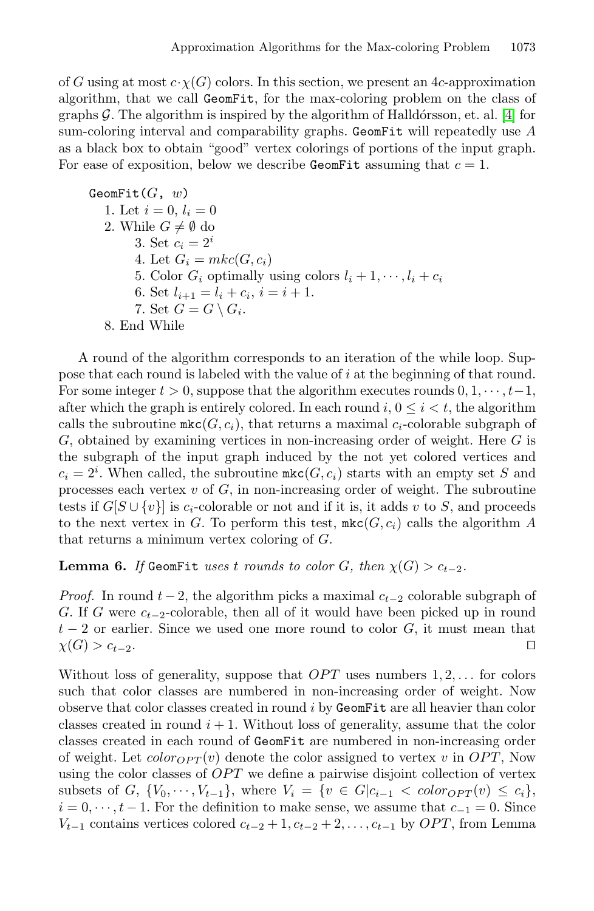of $G$ using at most $c \cdot \chi(G)$ colors. In this section, we present an $4c$-approximation algorithm, that we call GeomFit, for the max-coloring problem on the class of graphs $\mathcal{G}$. The algorithm is inspired by the algorithm of Halldórsson, et. al. [4] for sum-coloring interval and comparability graphs. GeomFit will repeatedly use $A$ as a black box to obtain "good" vertex colorings of portions of the input graph. For ease of exposition, below we describe GeomFit assuming that $c = 1$.

GeomFit($G$, $w$)

1. Let $i = 0$, $l_i = 0$
2. While $G \neq \emptyset$ do
    3. Set $c_i = 2^i$
    4. Let $G_i = mkc(G, c_i)$
    5. Color $G_i$ optimally using colors $l_i + 1, \cdots, l_i + c_i$
    6. Set $l_{i+1} = l_i + c_i$, $i = i + 1$.
    7. Set $G = G \setminus G_i$.
8. End While

A round of the algorithm corresponds to an iteration of the while loop. Suppose that each round is labeled with the value of $i$ at the beginning of that round. For some integer $t > 0$, suppose that the algorithm executes rounds $0, 1, \cdots, t-1$, after which the graph is entirely colored. In each round $i$, $0 \leq i < t$, the algorithm calls the subroutine mkc($G, c_i$), that returns a maximal $c_i$-colorable subgraph of $G$, obtained by examining vertices in non-increasing order of weight. Here $G$ is the subgraph of the input graph induced by the not yet colored vertices and $c_i = 2^i$. When called, the subroutine mkc($G, c_i$) starts with an empty set $S$ and processes each vertex $v$ of $G$, in non-increasing order of weight. The subroutine tests if $G[S \cup \{v\}]$ is $c_i$-colorable or not and if it is, it adds $v$ to $S$, and proceeds to the next vertex in $G$. To perform this test, mkc($G, c_i$) calls the algorithm $A$ that returns a minimum vertex coloring of $G$.

**Lemma 6.** *If* GeomFit *uses $t$ rounds to color $G$, then $\chi(G) > c_{t-2}$.*

*Proof.* In round $t-2$, the algorithm picks a maximal $c_{t-2}$ colorable subgraph of $G$. If $G$ were $c_{t-2}$-colorable, then all of it would have been picked up in round $t-2$ or earlier. Since we used one more round to color $G$, it must mean that $\chi(G) > c_{t-2}$. □

Without loss of generality, suppose that $OPT$ uses numbers $1, 2, \ldots$ for colors such that color classes are numbered in non-increasing order of weight. Now observe that color classes created in round $i$ by GeomFit are all heavier than color classes created in round $i+1$. Without loss of generality, assume that the color classes created in each round of GeomFit are numbered in non-increasing order of weight. Let $color_{OPT}(v)$ denote the color assigned to vertex $v$ in $OPT$, Now using the color classes of $OPT$ we define a pairwise disjoint collection of vertex subsets of $G$, $\{V_0, \cdots, V_{t-1}\}$, where $V_i = \{v \in G | c_{i-1} < color_{OPT}(v) \leq c_i\}$, $i = 0, \cdots, t-1$. For the definition to make sense, we assume that $c_{-1} = 0$. Since $V_{t-1}$ contains vertices colored $c_{t-2}+1, c_{t-2}+2, \ldots, c_{t-1}$ by $OPT$, from Lemma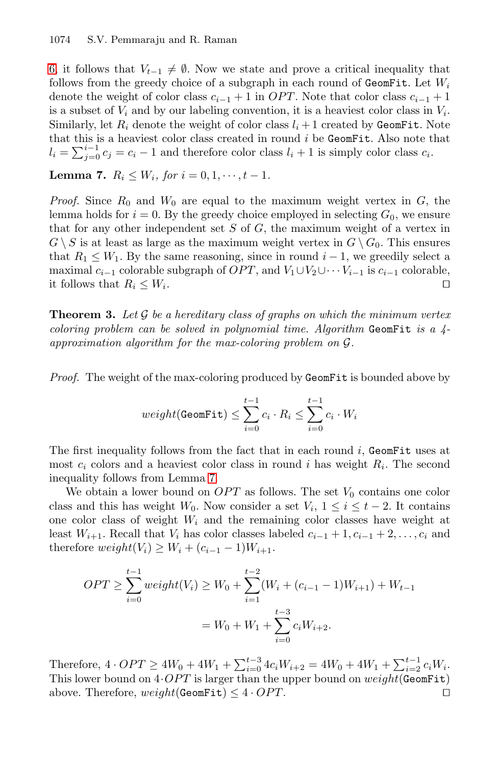6, it follows that $V_{t-1} \neq \emptyset$. Now we state and prove a critical inequality that follows from the greedy choice of a subgraph in each round of `GeomFit`. Let $W_i$ denote the weight of color class $c_{i-1}+1$ in $OPT$. Note that color class $c_{i-1}+1$ is a subset of $V_i$ and by our labeling convention, it is a heaviest color class in $V_i$. Similarly, let $R_i$ denote the weight of color class $l_i + 1$ created by `GeomFit`. Note that this is a heaviest color class created in round $i$ be `GeomFit`. Also note that $l_i = \sum_{j=0}^{i-1} c_j = c_i - 1$ and therefore color class $l_i + 1$ is simply color class $c_i$.

**Lemma 7.** *$R_i \leq W_i$, for $i = 0, 1, \cdots, t-1$.*

*Proof.* Since $R_0$ and $W_0$ are equal to the maximum weight vertex in $G$, the lemma holds for $i = 0$. By the greedy choice employed in selecting $G_0$, we ensure that for any other independent set $S$ of $G$, the maximum weight of a vertex in $G \setminus S$ is at least as large as the maximum weight vertex in $G \setminus G_0$. This ensures that $R_1 \leq W_1$. By the same reasoning, since in round $i-1$, we greedily select a maximal $c_{i-1}$ colorable subgraph of $OPT$, and $V_1 \cup V_2 \cup \cdots V_{i-1}$ is $c_{i-1}$ colorable, it follows that $R_i \leq W_i$. □

**Theorem 3.** *Let $\mathcal{G}$ be a hereditary class of graphs on which the minimum vertex coloring problem can be solved in polynomial time. Algorithm* `GeomFit` *is a 4-approximation algorithm for the max-coloring problem on $\mathcal{G}$.*

*Proof.* The weight of the max-coloring produced by `GeomFit` is bounded above by

$$weight(\texttt{GeomFit}) \leq \sum_{i=0}^{t-1} c_i \cdot R_i \leq \sum_{i=0}^{t-1} c_i \cdot W_i$$

The first inequality follows from the fact that in each round $i$, `GeomFit` uses at most $c_i$ colors and a heaviest color class in round $i$ has weight $R_i$. The second inequality follows from Lemma 7.

We obtain a lower bound on $OPT$ as follows. The set $V_0$ contains one color class and this has weight $W_0$. Now consider a set $V_i$, $1 \leq i \leq t-2$. It contains one color class of weight $W_i$ and the remaining color classes have weight at least $W_{i+1}$. Recall that $V_i$ has color classes labeled $c_{i-1}+1, c_{i-1}+2, \ldots, c_i$ and therefore $weight(V_i) \geq W_i + (c_{i-1} - 1)W_{i+1}$.

$$OPT \geq \sum_{i=0}^{t-1} weight(V_i) \geq W_0 + \sum_{i=1}^{t-2} (W_i + (c_{i-1} - 1)W_{i+1}) + W_{t-1}$$

$$= W_0 + W_1 + \sum_{i=0}^{t-3} c_i W_{i+2}.$$

Therefore, $4 \cdot OPT \geq 4W_0 + 4W_1 + \sum_{i=0}^{t-3} 4c_i W_{i+2} = 4W_0 + 4W_1 + \sum_{i=2}^{t-1} c_i W_i$. This lower bound on $4 \cdot OPT$ is larger than the upper bound on $weight(\texttt{GeomFit})$ above. Therefore, $weight(\texttt{GeomFit}) \leq 4 \cdot OPT$. □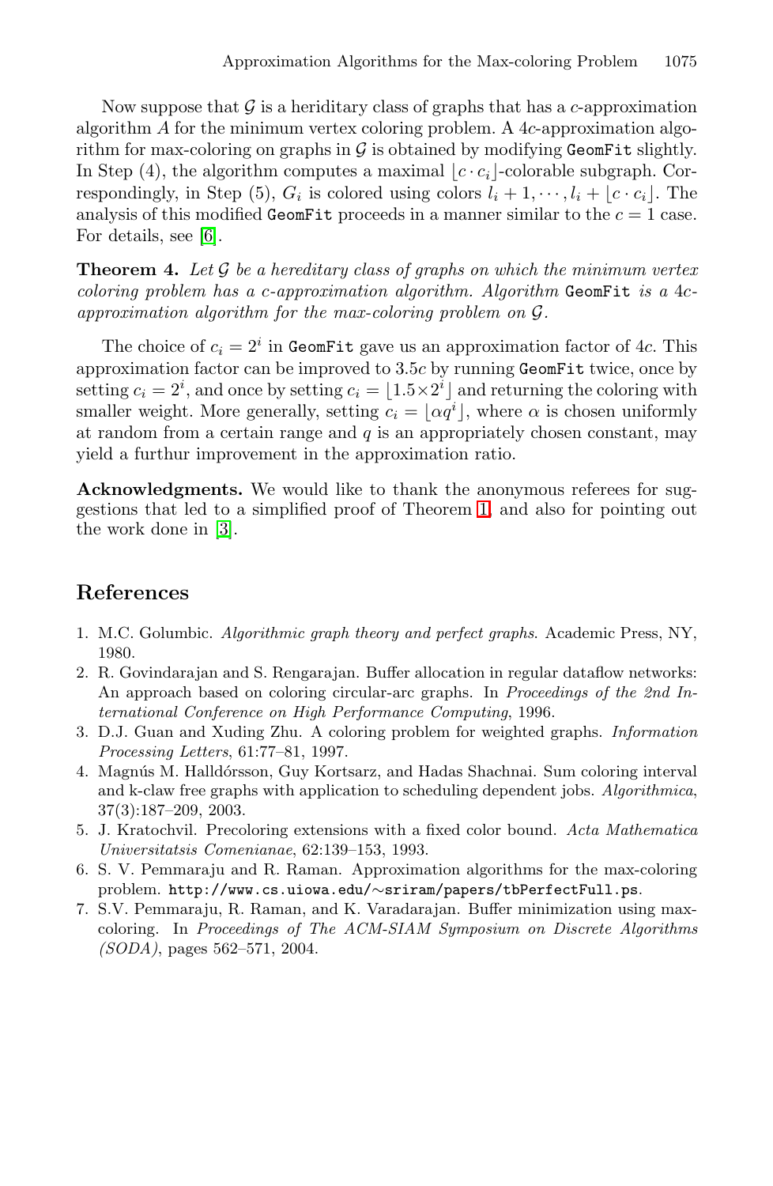Now suppose that $\mathcal{G}$ is a heriditary class of graphs that has a $c$-approximation algorithm $A$ for the minimum vertex coloring problem. A $4c$-approximation algorithm for max-coloring on graphs in $\mathcal{G}$ is obtained by modifying `GeomFit` slightly. In Step (4), the algorithm computes a maximal $\lfloor c \cdot c_i \rfloor$-colorable subgraph. Correspondingly, in Step (5), $G_i$ is colored using colors $l_i + 1, \cdots, l_i + \lfloor c \cdot c_i \rfloor$. The analysis of this modified `GeomFit` proceeds in a manner similar to the $c = 1$ case. For details, see [6].

**Theorem 4.** *Let $\mathcal{G}$ be a hereditary class of graphs on which the minimum vertex coloring problem has a $c$-approximation algorithm. Algorithm* `GeomFit` *is a $4c$-approximation algorithm for the max-coloring problem on $\mathcal{G}$.*

The choice of $c_i = 2^i$ in `GeomFit` gave us an approximation factor of $4c$. This approximation factor can be improved to $3.5c$ by running `GeomFit` twice, once by setting $c_i = 2^i$, and once by setting $c_i = \lfloor 1.5 \times 2^i \rfloor$ and returning the coloring with smaller weight. More generally, setting $c_i = \lfloor \alpha q^i \rfloor$, where $\alpha$ is chosen uniformly at random from a certain range and $q$ is an appropriately chosen constant, may yield a furthur improvement in the approximation ratio.

**Acknowledgments.** We would like to thank the anonymous referees for suggestions that led to a simplified proof of Theorem 1, and also for pointing out the work done in [3].

## References

1. M.C. Golumbic. *Algorithmic graph theory and perfect graphs*. Academic Press, NY, 1980.
2. R. Govindarajan and S. Rengarajan. Buffer allocation in regular dataflow networks: An approach based on coloring circular-arc graphs. In *Proceedings of the 2nd International Conference on High Performance Computing*, 1996.
3. D.J. Guan and Xuding Zhu. A coloring problem for weighted graphs. *Information Processing Letters*, 61:77–81, 1997.
4. Magnús M. Halldórsson, Guy Kortsarz, and Hadas Shachnai. Sum coloring interval and k-claw free graphs with application to scheduling dependent jobs. *Algorithmica*, 37(3):187–209, 2003.
5. J. Kratochvil. Precoloring extensions with a fixed color bound. *Acta Mathematica Universitatsis Comenianae*, 62:139–153, 1993.
6. S. V. Pemmaraju and R. Raman. Approximation algorithms for the max-coloring problem. `http://www.cs.uiowa.edu/~sriram/papers/tbPerfectFull.ps`.
7. S.V. Pemmaraju, R. Raman, and K. Varadarajan. Buffer minimization using max-coloring. In *Proceedings of The ACM-SIAM Symposium on Discrete Algorithms (SODA)*, pages 562–571, 2004.